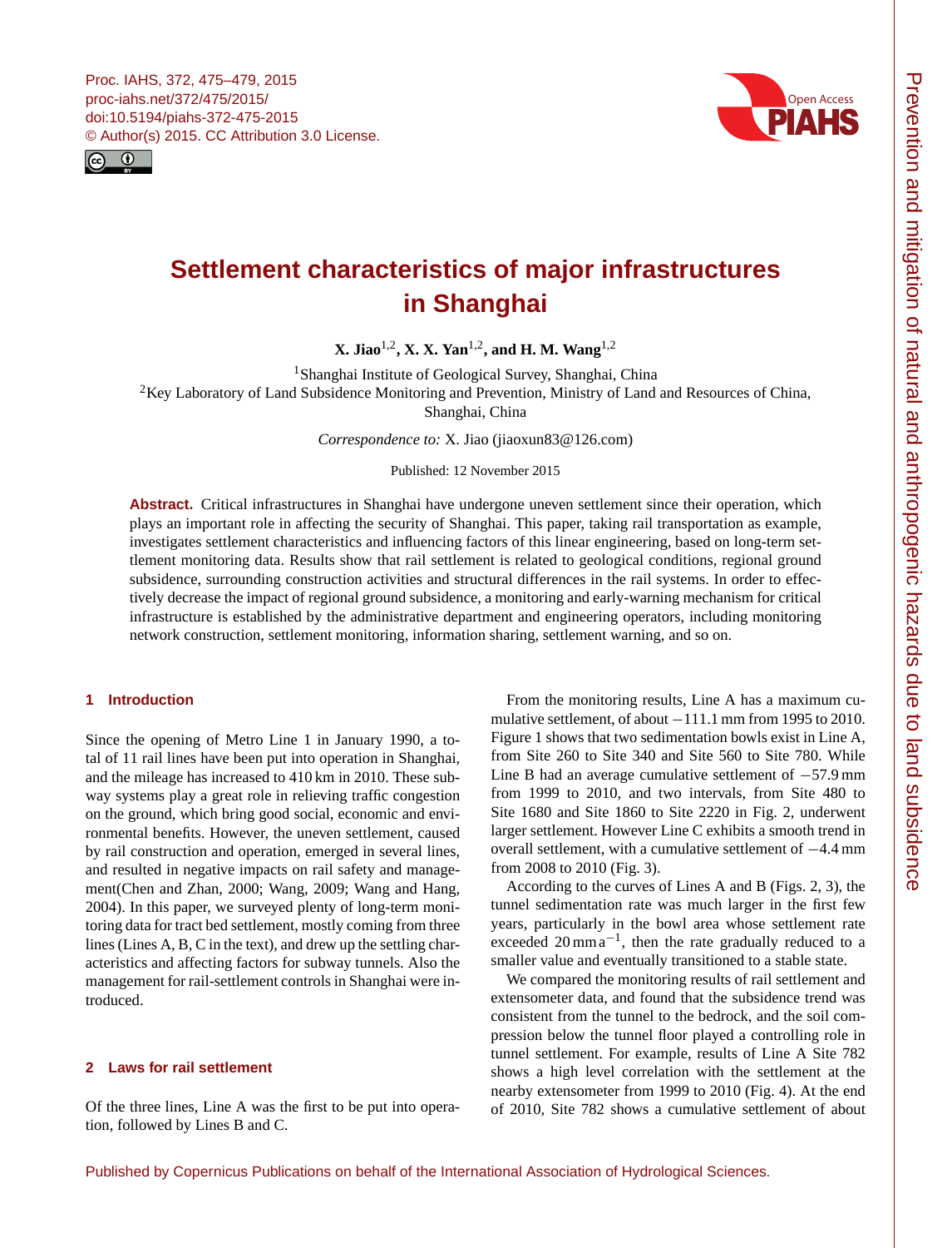# Settlement characteristics of major infrastructures in Shanghai

**X. Jiao[1,2], X. X. Yan[1,2], and H. M. Wang[1,2]**

[1]Shanghai Institute of Geological Survey, Shanghai, China
[2]Key Laboratory of Land Subsidence Monitoring and Prevention, Ministry of Land and Resources of China, Shanghai, China

*Correspondence to:* X. Jiao (jiaoxun83@126.com)

Published: 12 November 2015

**Abstract.** Critical infrastructures in Shanghai have undergone uneven settlement since their operation, which plays an important role in affecting the security of Shanghai. This paper, taking rail transportation as example, investigates settlement characteristics and influencing factors of this linear engineering, based on long-term settlement monitoring data. Results show that rail settlement is related to geological conditions, regional ground subsidence, surrounding construction activities and structural differences in the rail systems. In order to effectively decrease the impact of regional ground subsidence, a monitoring and early-warning mechanism for critical infrastructure is established by the administrative department and engineering operators, including monitoring network construction, settlement monitoring, information sharing, settlement warning, and so on.

## 1 Introduction

Since the opening of Metro Line 1 in January 1990, a total of 11 rail lines have been put into operation in Shanghai, and the mileage has increased to 410 km in 2010. These subway systems play a great role in relieving traffic congestion on the ground, which bring good social, economic and environmental benefits. However, the uneven settlement, caused by rail construction and operation, emerged in several lines, and resulted in negative impacts on rail safety and management(Chen and Zhan, 2000; Wang, 2009; Wang and Hang, 2004). In this paper, we surveyed plenty of long-term monitoring data for tract bed settlement, mostly coming from three lines (Lines A, B, C in the text), and drew up the settling characteristics and affecting factors for subway tunnels. Also the management for rail-settlement controls in Shanghai were introduced.

## 2 Laws for rail settlement

Of the three lines, Line A was the first to be put into operation, followed by Lines B and C.

From the monitoring results, Line A has a maximum cumulative settlement, of about −111.1 mm from 1995 to 2010. Figure 1 shows that two sedimentation bowls exist in Line A, from Site 260 to Site 340 and Site 560 to Site 780. While Line B had an average cumulative settlement of −57.9 mm from 1999 to 2010, and two intervals, from Site 480 to Site 1680 and Site 1860 to Site 2220 in Fig. 2, underwent larger settlement. However Line C exhibits a smooth trend in overall settlement, with a cumulative settlement of −4.4 mm from 2008 to 2010 (Fig. 3).

According to the curves of Lines A and B (Figs. 2, 3), the tunnel sedimentation rate was much larger in the first few years, particularly in the bowl area whose settlement rate exceeded 20 mm $a^{-1}$, then the rate gradually reduced to a smaller value and eventually transitioned to a stable state.

We compared the monitoring results of rail settlement and extensometer data, and found that the subsidence trend was consistent from the tunnel to the bedrock, and the soil compression below the tunnel floor played a controlling role in tunnel settlement. For example, results of Line A Site 782 shows a high level correlation with the settlement at the nearby extensometer from 1999 to 2010 (Fig. 4). At the end of 2010, Site 782 shows a cumulative settlement of about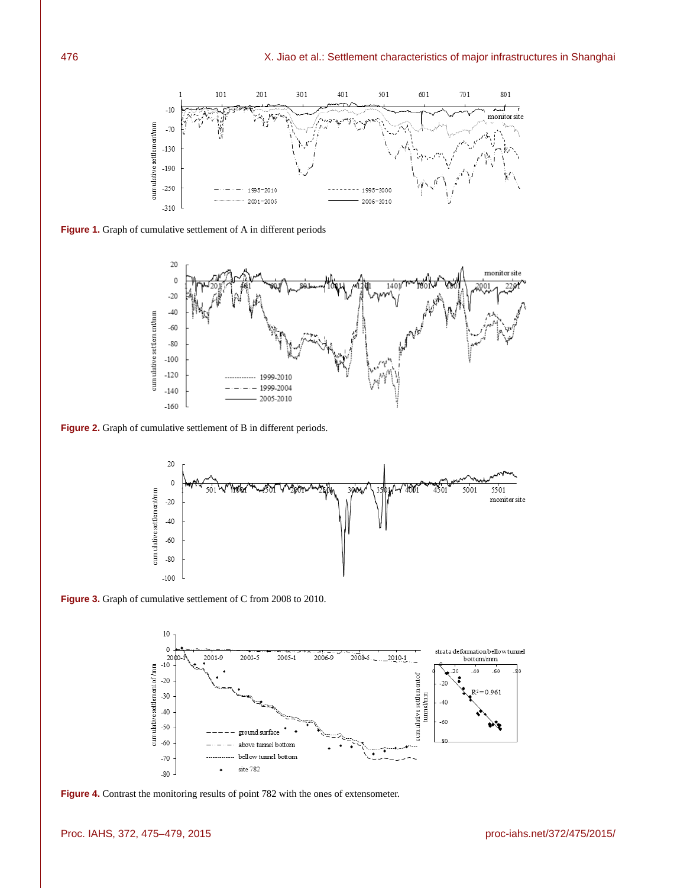**Figure 1.** Graph of cumulative settlement of A in different periods

**Figure 2.** Graph of cumulative settlement of B in different periods.

**Figure 3.** Graph of cumulative settlement of C from 2008 to 2010.

**Figure 4.** Contrast the monitoring results of point 782 with the ones of extensometer.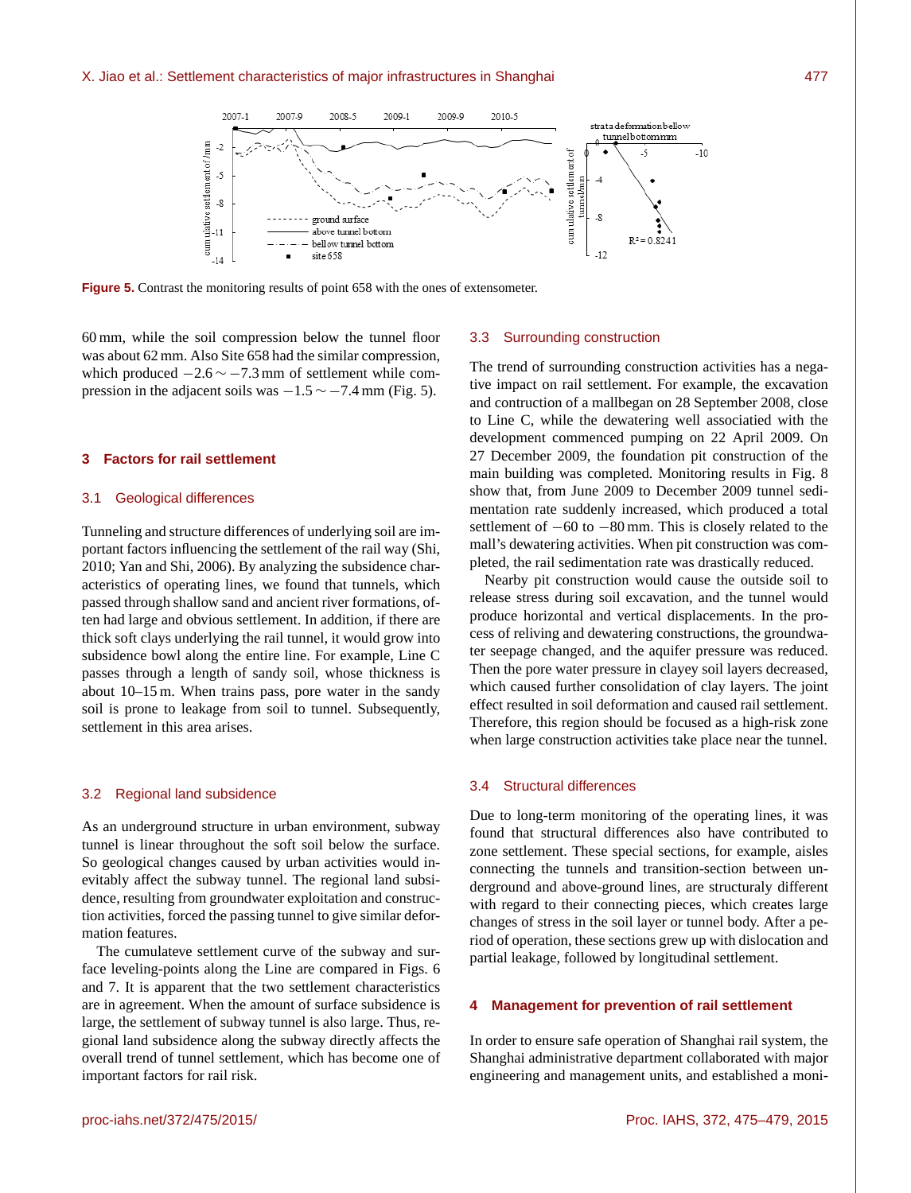**Figure 5.** Contrast the monitoring results of point 658 with the ones of extensometer.

60 mm, while the soil compression below the tunnel floor was about 62 mm. Also Site 658 had the similar compression, which produced $-2.6 \sim -7.3$ mm of settlement while compression in the adjacent soils was $-1.5 \sim -7.4$ mm (Fig. 5).

## 3 Factors for rail settlement

### 3.1 Geological differences

Tunneling and structure differences of underlying soil are important factors influencing the settlement of the rail way (Shi, 2010; Yan and Shi, 2006). By analyzing the subsidence characteristics of operating lines, we found that tunnels, which passed through shallow sand and ancient river formations, often had large and obvious settlement. In addition, if there are thick soft clays underlying the rail tunnel, it would grow into subsidence bowl along the entire line. For example, Line C passes through a length of sandy soil, whose thickness is about 10–15 m. When trains pass, pore water in the sandy soil is prone to leakage from soil to tunnel. Subsequently, settlement in this area arises.

### 3.2 Regional land subsidence

As an underground structure in urban environment, subway tunnel is linear throughout the soft soil below the surface. So geological changes caused by urban activities would inevitably affect the subway tunnel. The regional land subsidence, resulting from groundwater exploitation and construction activities, forced the passing tunnel to give similar deformation features.

The cumulateve settlement curve of the subway and surface leveling-points along the Line are compared in Figs. 6 and 7. It is apparent that the two settlement characteristics are in agreement. When the amount of surface subsidence is large, the settlement of subway tunnel is also large. Thus, regional land subsidence along the subway directly affects the overall trend of tunnel settlement, which has become one of important factors for rail risk.

### 3.3 Surrounding construction

The trend of surrounding construction activities has a negative impact on rail settlement. For example, the excavation and contruction of a mallbegan on 28 September 2008, close to Line C, while the dewatering well associatied with the development commenced pumping on 22 April 2009. On 27 December 2009, the foundation pit construction of the main building was completed. Monitoring results in Fig. 8 show that, from June 2009 to December 2009 tunnel sedimentation rate suddenly increased, which produced a total settlement of $-60$ to $-80$ mm. This is closely related to the mall's dewatering activities. When pit construction was completed, the rail sedimentation rate was drastically reduced.

Nearby pit construction would cause the outside soil to release stress during soil excavation, and the tunnel would produce horizontal and vertical displacements. In the process of reliving and dewatering constructions, the groundwater seepage changed, and the aquifer pressure was reduced. Then the pore water pressure in clayey soil layers decreased, which caused further consolidation of clay layers. The joint effect resulted in soil deformation and caused rail settlement. Therefore, this region should be focused as a high-risk zone when large construction activities take place near the tunnel.

### 3.4 Structural differences

Due to long-term monitoring of the operating lines, it was found that structural differences also have contributed to zone settlement. These special sections, for example, aisles connecting the tunnels and transition-section between underground and above-ground lines, are structuraly different with regard to their connecting pieces, which creates large changes of stress in the soil layer or tunnel body. After a period of operation, these sections grew up with dislocation and partial leakage, followed by longitudinal settlement.

## 4 Management for prevention of rail settlement

In order to ensure safe operation of Shanghai rail system, the Shanghai administrative department collaborated with major engineering and management units, and established a moni-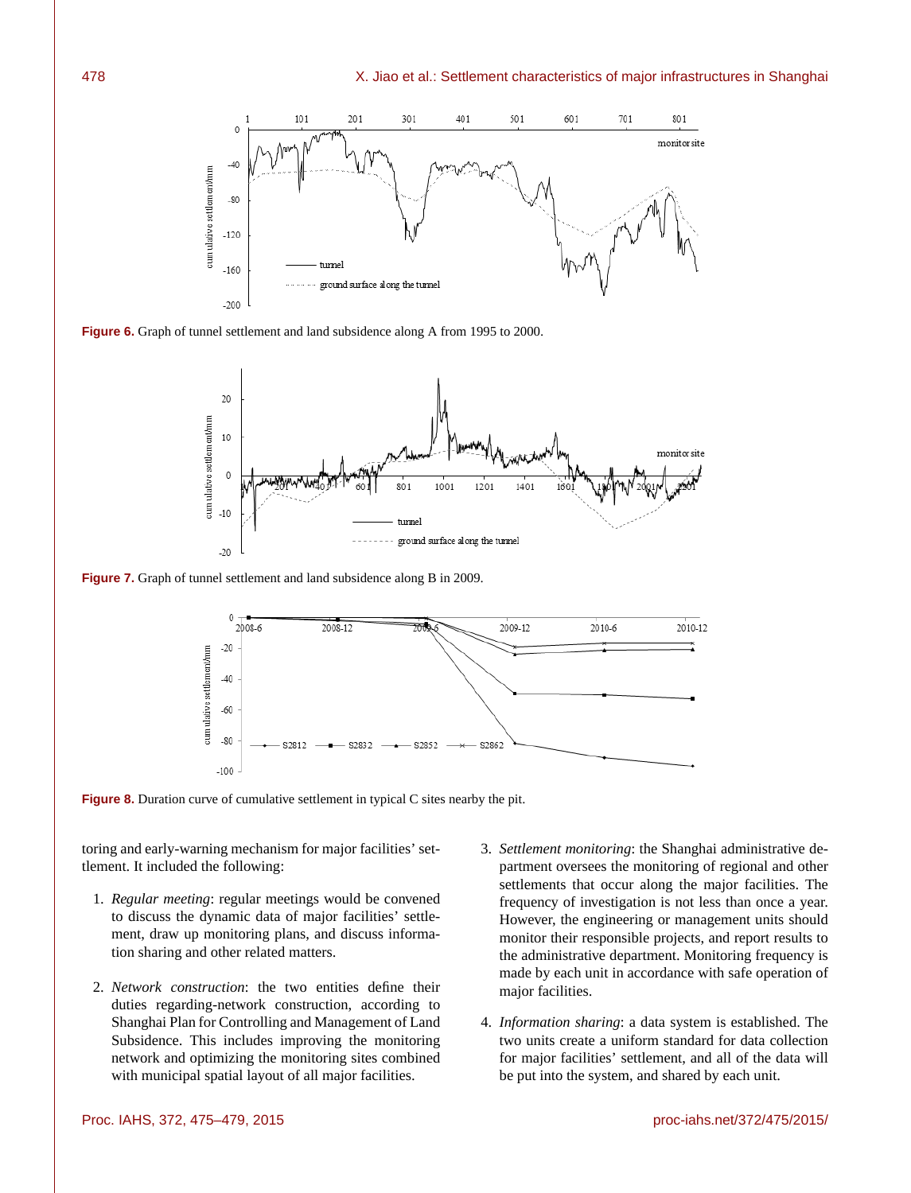**Figure 6.** Graph of tunnel settlement and land subsidence along A from 1995 to 2000.

**Figure 7.** Graph of tunnel settlement and land subsidence along B in 2009.

**Figure 8.** Duration curve of cumulative settlement in typical C sites nearby the pit.

toring and early-warning mechanism for major facilities' settlement. It included the following:

1. *Regular meeting*: regular meetings would be convened to discuss the dynamic data of major facilities' settlement, draw up monitoring plans, and discuss information sharing and other related matters.

2. *Network construction*: the two entities define their duties regarding-network construction, according to Shanghai Plan for Controlling and Management of Land Subsidence. This includes improving the monitoring network and optimizing the monitoring sites combined with municipal spatial layout of all major facilities.

3. *Settlement monitoring*: the Shanghai administrative department oversees the monitoring of regional and other settlements that occur along the major facilities. The frequency of investigation is not less than once a year. However, the engineering or management units should monitor their responsible projects, and report results to the administrative department. Monitoring frequency is made by each unit in accordance with safe operation of major facilities.

4. *Information sharing*: a data system is established. The two units create a uniform standard for data collection for major facilities' settlement, and all of the data will be put into the system, and shared by each unit.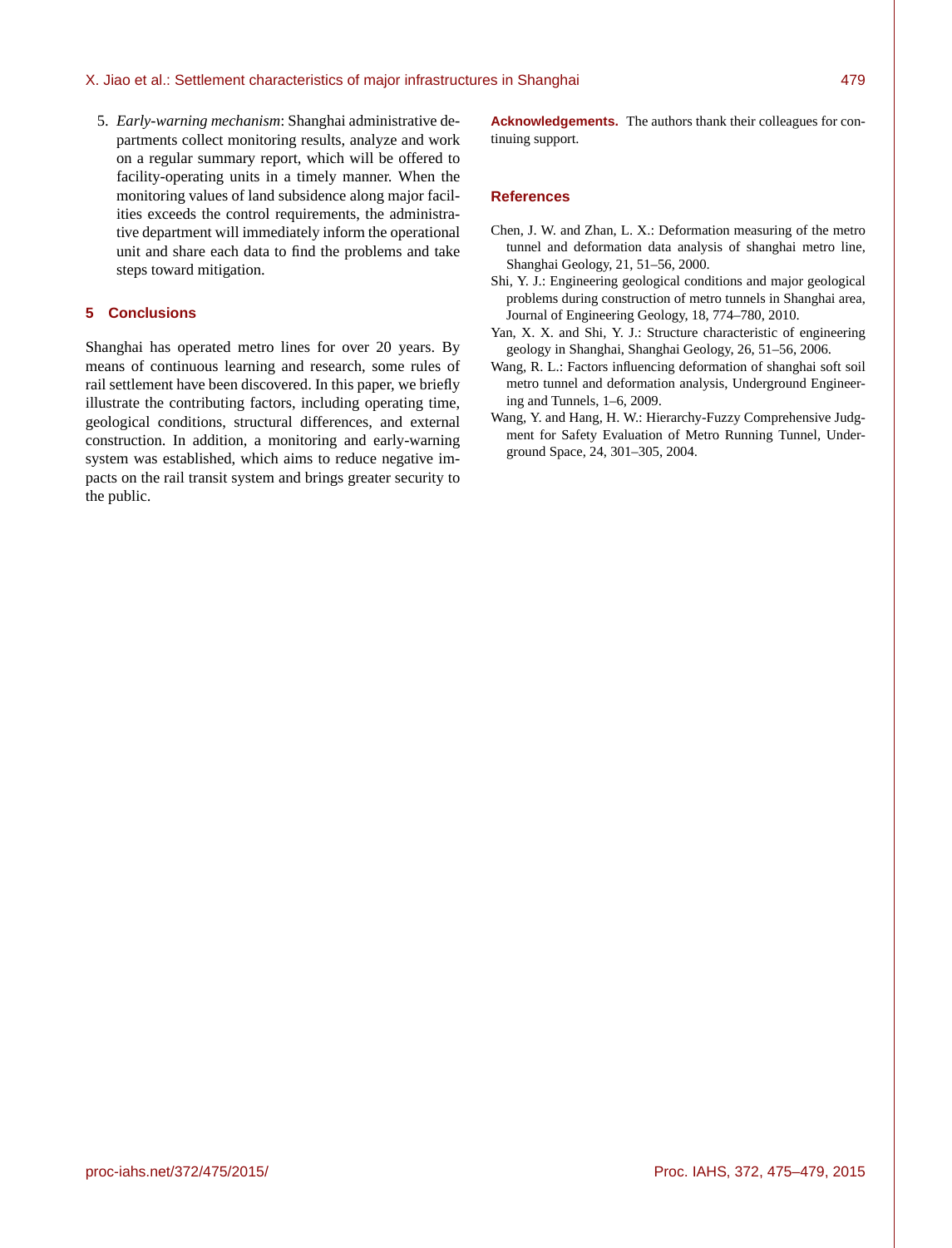5. *Early-warning mechanism*: Shanghai administrative departments collect monitoring results, analyze and work on a regular summary report, which will be offered to facility-operating units in a timely manner. When the monitoring values of land subsidence along major facilities exceeds the control requirements, the administrative department will immediately inform the operational unit and share each data to find the problems and take steps toward mitigation.

## 5 Conclusions

Shanghai has operated metro lines for over 20 years. By means of continuous learning and research, some rules of rail settlement have been discovered. In this paper, we briefly illustrate the contributing factors, including operating time, geological conditions, structural differences, and external construction. In addition, a monitoring and early-warning system was established, which aims to reduce negative impacts on the rail transit system and brings greater security to the public.

**Acknowledgements.** The authors thank their colleagues for continuing support.

## References

Chen, J. W. and Zhan, L. X.: Deformation measuring of the metro tunnel and deformation data analysis of shanghai metro line, Shanghai Geology, 21, 51–56, 2000.

Shi, Y. J.: Engineering geological conditions and major geological problems during construction of metro tunnels in Shanghai area, Journal of Engineering Geology, 18, 774–780, 2010.

Yan, X. X. and Shi, Y. J.: Structure characteristic of engineering geology in Shanghai, Shanghai Geology, 26, 51–56, 2006.

Wang, R. L.: Factors influencing deformation of shanghai soft soil metro tunnel and deformation analysis, Underground Engineering and Tunnels, 1–6, 2009.

Wang, Y. and Hang, H. W.: Hierarchy-Fuzzy Comprehensive Judgment for Safety Evaluation of Metro Running Tunnel, Underground Space, 24, 301–305, 2004.